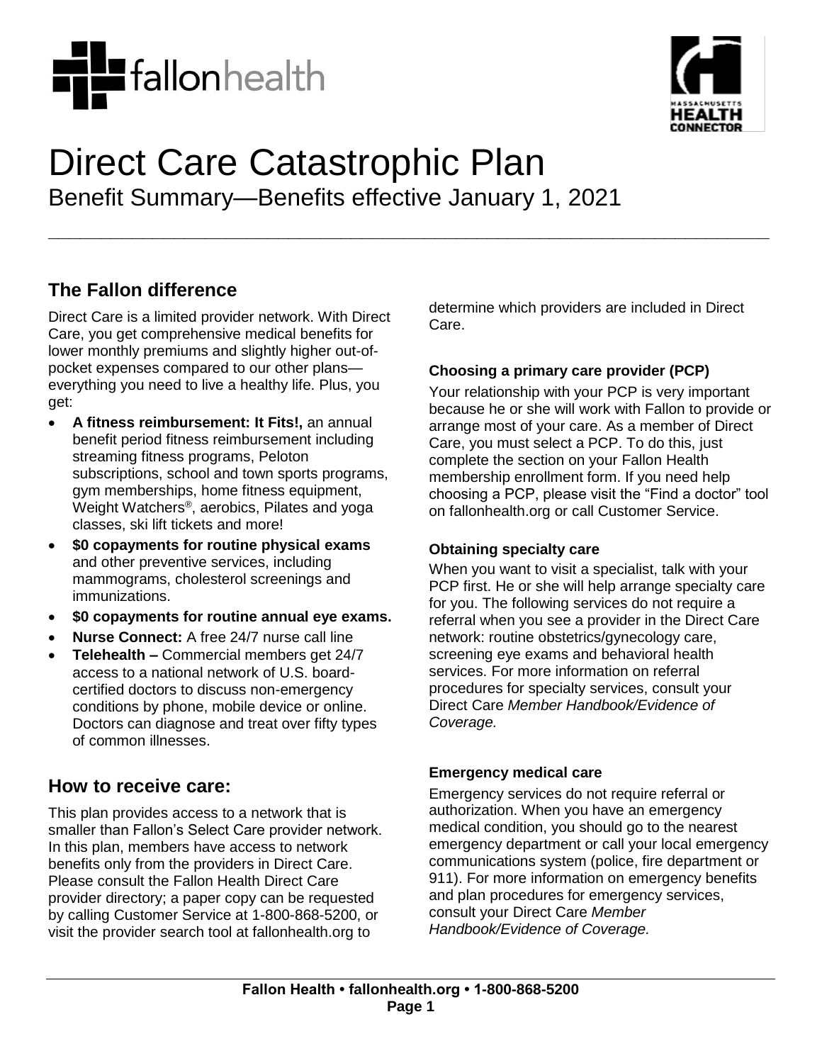# Direct Care Catastrophic Plan

Benefit Summary—Benefits effective January 1, 2021

## The Fallon difference

Direct Care is a limited provider network. With Direct Care, you get comprehensive medical benefits for lower monthly premiums and slightly higher out-of-pocket expenses compared to our other plans—everything you need to live a healthy life. Plus, you get:

- **A fitness reimbursement: It Fits!,** an annual benefit period fitness reimbursement including streaming fitness programs, Peloton subscriptions, school and town sports programs, gym memberships, home fitness equipment, Weight Watchers®, aerobics, Pilates and yoga classes, ski lift tickets and more!
- **$0 copayments for routine physical exams** and other preventive services, including mammograms, cholesterol screenings and immunizations.
- **$0 copayments for routine annual eye exams.**
- **Nurse Connect:** A free 24/7 nurse call line
- **Telehealth –** Commercial members get 24/7 access to a national network of U.S. board-certified doctors to discuss non-emergency conditions by phone, mobile device or online. Doctors can diagnose and treat over fifty types of common illnesses.

## How to receive care:

This plan provides access to a network that is smaller than Fallon's Select Care provider network. In this plan, members have access to network benefits only from the providers in Direct Care. Please consult the Fallon Health Direct Care provider directory; a paper copy can be requested by calling Customer Service at 1-800-868-5200, or visit the provider search tool at fallonhealth.org to determine which providers are included in Direct Care.

### Choosing a primary care provider (PCP)

Your relationship with your PCP is very important because he or she will work with Fallon to provide or arrange most of your care. As a member of Direct Care, you must select a PCP. To do this, just complete the section on your Fallon Health membership enrollment form. If you need help choosing a PCP, please visit the "Find a doctor" tool on fallonhealth.org or call Customer Service.

### Obtaining specialty care

When you want to visit a specialist, talk with your PCP first. He or she will help arrange specialty care for you. The following services do not require a referral when you see a provider in the Direct Care network: routine obstetrics/gynecology care, screening eye exams and behavioral health services. For more information on referral procedures for specialty services, consult your Direct Care *Member Handbook/Evidence of Coverage.*

### Emergency medical care

Emergency services do not require referral or authorization. When you have an emergency medical condition, you should go to the nearest emergency department or call your local emergency communications system (police, fire department or 911). For more information on emergency benefits and plan procedures for emergency services, consult your Direct Care *Member Handbook/Evidence of Coverage.*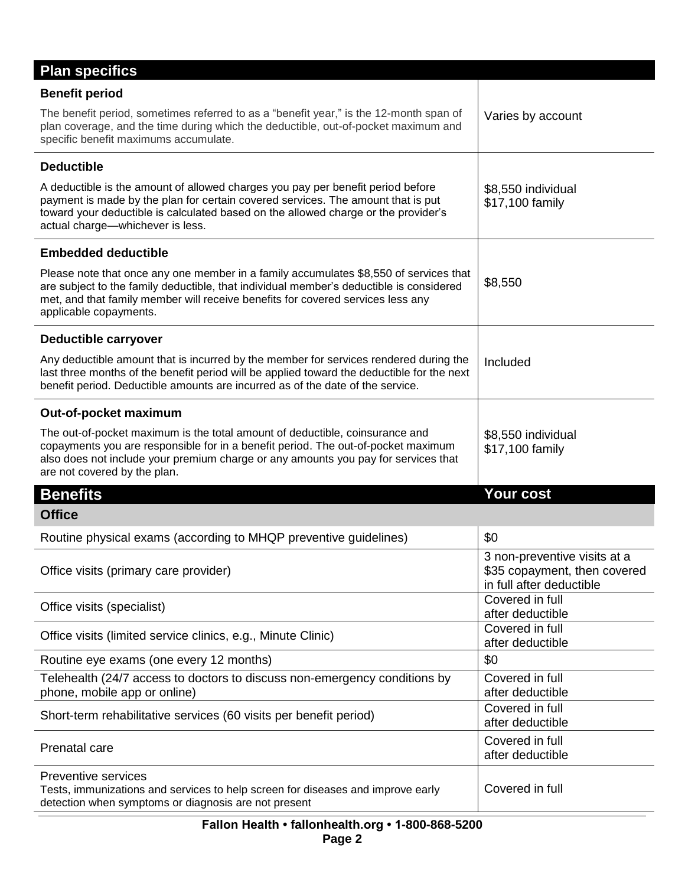## Plan specifics

| | |
|---|---|
| **Benefit period**<br>The benefit period, sometimes referred to as a "benefit year," is the 12-month span of plan coverage, and the time during which the deductible, out-of-pocket maximum and specific benefit maximums accumulate. | Varies by account |
| **Deductible**<br>A deductible is the amount of allowed charges you pay per benefit period before payment is made by the plan for certain covered services. The amount that is put toward your deductible is calculated based on the allowed charge or the provider's actual charge—whichever is less. | \$8,550 individual<br>\$17,100 family |
| **Embedded deductible**<br>Please note that once any one member in a family accumulates \$8,550 of services that are subject to the family deductible, that individual member's deductible is considered met, and that family member will receive benefits for covered services less any applicable copayments. | \$8,550 |
| **Deductible carryover**<br>Any deductible amount that is incurred by the member for services rendered during the last three months of the benefit period will be applied toward the deductible for the next benefit period. Deductible amounts are incurred as of the date of the service. | Included |
| **Out-of-pocket maximum**<br>The out-of-pocket maximum is the total amount of deductible, coinsurance and copayments you are responsible for in a benefit period. The out-of-pocket maximum also does not include your premium charge or any amounts you pay for services that are not covered by the plan. | \$8,550 individual<br>\$17,100 family |

## Benefits

| Benefits | Your cost |
|---|---|
| **Office** | |
| Routine physical exams (according to MHQP preventive guidelines) | \$0 |
| Office visits (primary care provider) | 3 non-preventive visits at a \$35 copayment, then covered in full after deductible |
| Office visits (specialist) | Covered in full after deductible |
| Office visits (limited service clinics, e.g., Minute Clinic) | Covered in full after deductible |
| Routine eye exams (one every 12 months) | \$0 |
| Telehealth (24/7 access to doctors to discuss non-emergency conditions by phone, mobile app or online) | Covered in full after deductible |
| Short-term rehabilitative services (60 visits per benefit period) | Covered in full after deductible |
| Prenatal care | Covered in full after deductible |
| Preventive services<br>Tests, immunizations and services to help screen for diseases and improve early detection when symptoms or diagnosis are not present | Covered in full |

**Fallon Health • fallonhealth.org • 1-800-868-5200**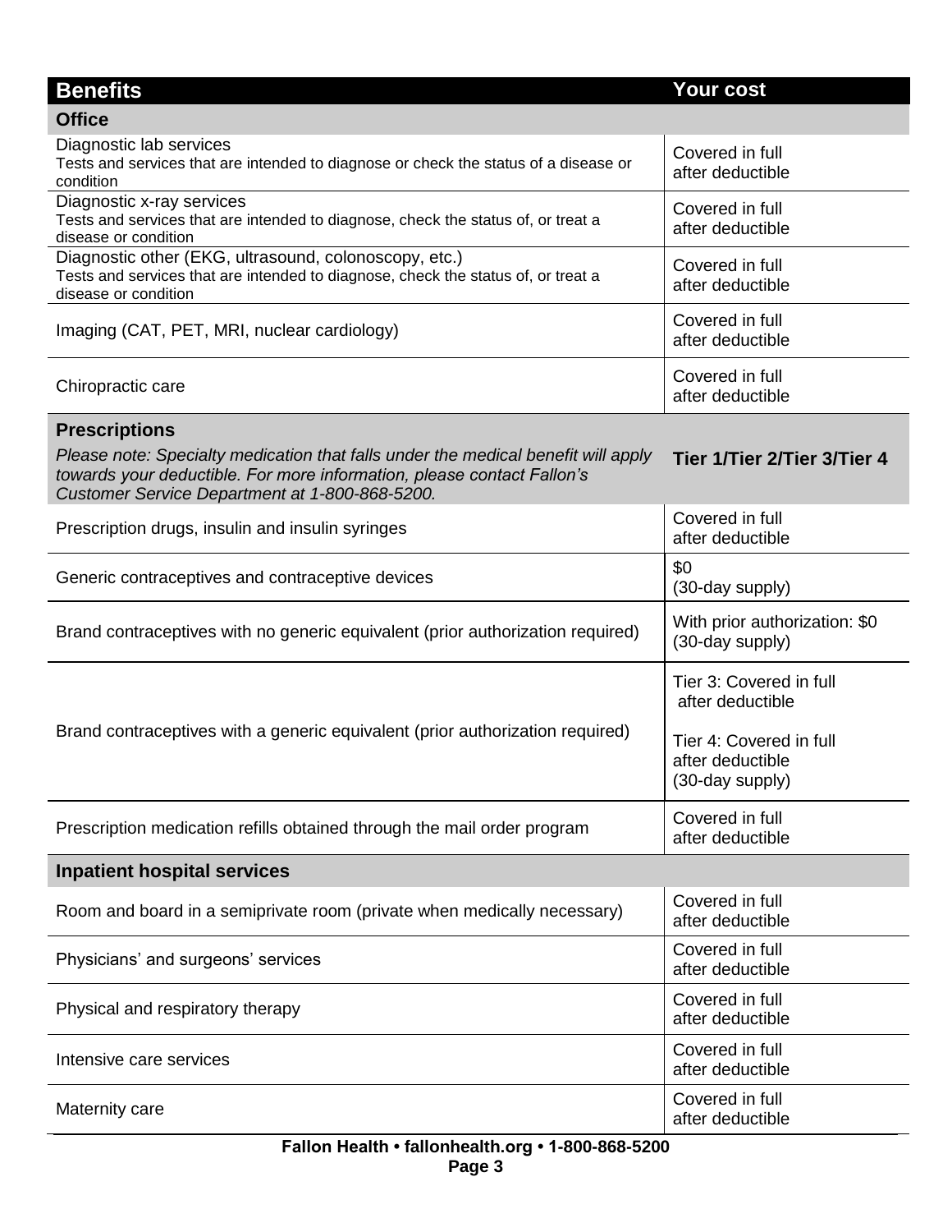| Benefits | Your cost |
| --- | --- |
| **Office** | |
| Diagnostic lab services<br>Tests and services that are intended to diagnose or check the status of a disease or condition | Covered in full after deductible |
| Diagnostic x-ray services<br>Tests and services that are intended to diagnose, check the status of, or treat a disease or condition | Covered in full after deductible |
| Diagnostic other (EKG, ultrasound, colonoscopy, etc.)<br>Tests and services that are intended to diagnose, check the status of, or treat a disease or condition | Covered in full after deductible |
| Imaging (CAT, PET, MRI, nuclear cardiology) | Covered in full after deductible |
| Chiropractic care | Covered in full after deductible |
| **Prescriptions**<br>*Please note: Specialty medication that falls under the medical benefit will apply towards your deductible. For more information, please contact Fallon's Customer Service Department at 1-800-868-5200.* | **Tier 1/Tier 2/Tier 3/Tier 4** |
| Prescription drugs, insulin and insulin syringes | Covered in full after deductible |
| Generic contraceptives and contraceptive devices | $0 (30-day supply) |
| Brand contraceptives with no generic equivalent (prior authorization required) | With prior authorization: $0 (30-day supply) |
| Brand contraceptives with a generic equivalent (prior authorization required) | Tier 3: Covered in full after deductible<br>Tier 4: Covered in full after deductible (30-day supply) |
| Prescription medication refills obtained through the mail order program | Covered in full after deductible |
| **Inpatient hospital services** | |
| Room and board in a semiprivate room (private when medically necessary) | Covered in full after deductible |
| Physicians' and surgeons' services | Covered in full after deductible |
| Physical and respiratory therapy | Covered in full after deductible |
| Intensive care services | Covered in full after deductible |
| Maternity care | Covered in full after deductible |

**Fallon Health • fallonhealth.org • 1-800-868-5200**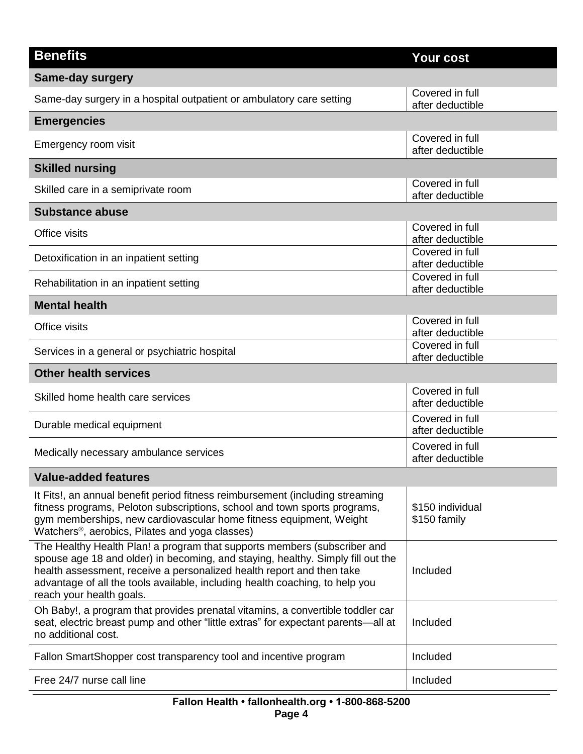| Benefits | Your cost |
|---|---|
| **Same-day surgery** | |
| Same-day surgery in a hospital outpatient or ambulatory care setting | Covered in full after deductible |
| **Emergencies** | |
| Emergency room visit | Covered in full after deductible |
| **Skilled nursing** | |
| Skilled care in a semiprivate room | Covered in full after deductible |
| **Substance abuse** | |
| Office visits | Covered in full after deductible |
| Detoxification in an inpatient setting | Covered in full after deductible |
| Rehabilitation in an inpatient setting | Covered in full after deductible |
| **Mental health** | |
| Office visits | Covered in full after deductible |
| Services in a general or psychiatric hospital | Covered in full after deductible |
| **Other health services** | |
| Skilled home health care services | Covered in full after deductible |
| Durable medical equipment | Covered in full after deductible |
| Medically necessary ambulance services | Covered in full after deductible |
| **Value-added features** | |
| It Fits!, an annual benefit period fitness reimbursement (including streaming fitness programs, Peloton subscriptions, school and town sports programs, gym memberships, new cardiovascular home fitness equipment, Weight Watchers®, aerobics, Pilates and yoga classes) | $150 individual<br>$150 family |
| The Healthy Health Plan! a program that supports members (subscriber and spouse age 18 and older) in becoming, and staying, healthy. Simply fill out the health assessment, receive a personalized health report and then take advantage of all the tools available, including health coaching, to help you reach your health goals. | Included |
| Oh Baby!, a program that provides prenatal vitamins, a convertible toddler car seat, electric breast pump and other "little extras" for expectant parents—all at no additional cost. | Included |
| Fallon SmartShopper cost transparency tool and incentive program | Included |
| Free 24/7 nurse call line | Included |

**Fallon Health • fallonhealth.org • 1-800-868-5200**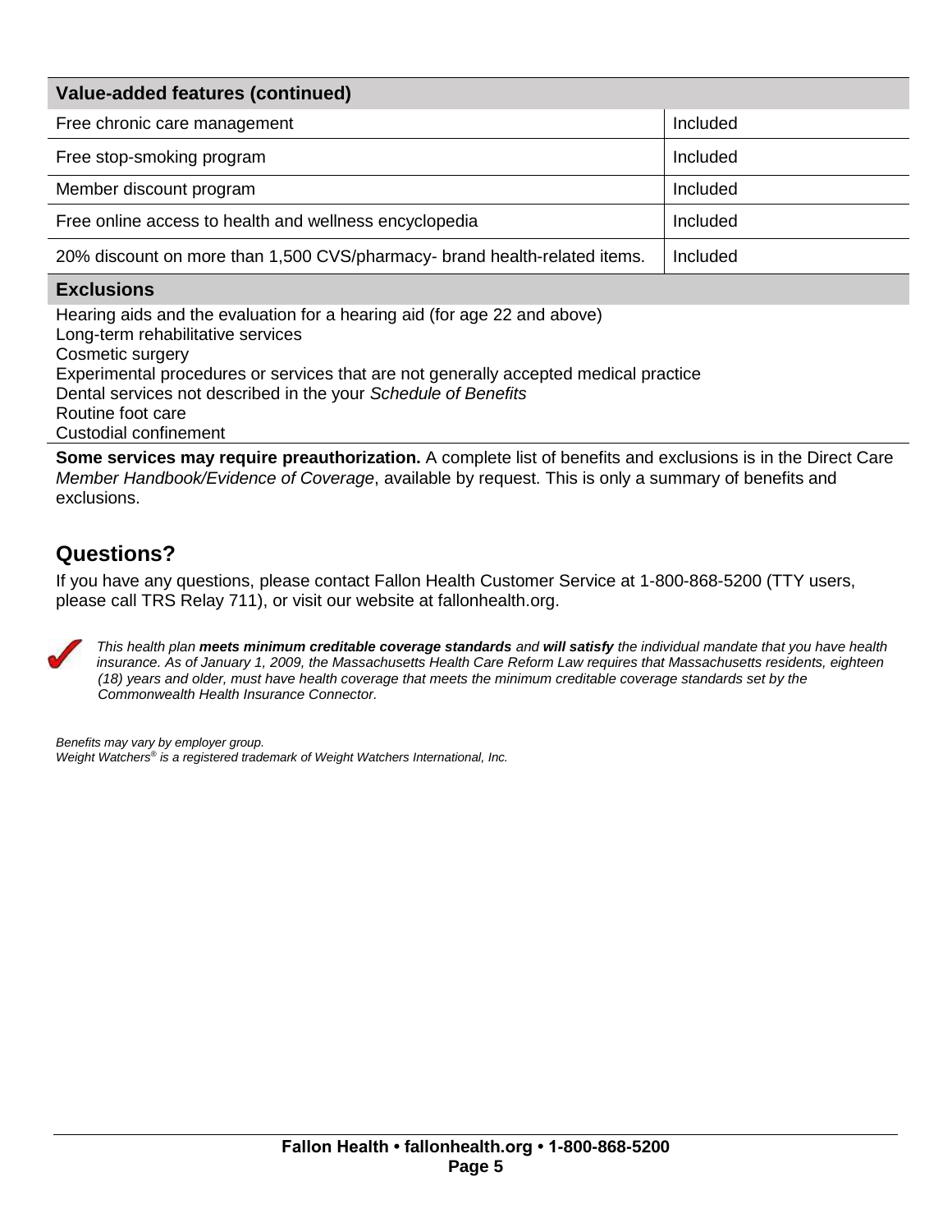| Value-added features (continued) | |
|---|---|
| Free chronic care management | Included |
| Free stop-smoking program | Included |
| Member discount program | Included |
| Free online access to health and wellness encyclopedia | Included |
| 20% discount on more than 1,500 CVS/pharmacy- brand health-related items. | Included |

**Exclusions**

Hearing aids and the evaluation for a hearing aid (for age 22 and above)
Long-term rehabilitative services
Cosmetic surgery
Experimental procedures or services that are not generally accepted medical practice
Dental services not described in the your *Schedule of Benefits*
Routine foot care
Custodial confinement

**Some services may require preauthorization.** A complete list of benefits and exclusions is in the Direct Care *Member Handbook/Evidence of Coverage*, available by request. This is only a summary of benefits and exclusions.

## Questions?

If you have any questions, please contact Fallon Health Customer Service at 1-800-868-5200 (TTY users, please call TRS Relay 711), or visit our website at fallonhealth.org.

✔ *This health plan **meets minimum creditable coverage standards** and **will satisfy** the individual mandate that you have health insurance. As of January 1, 2009, the Massachusetts Health Care Reform Law requires that Massachusetts residents, eighteen (18) years and older, must have health coverage that meets the minimum creditable coverage standards set by the Commonwealth Health Insurance Connector.*

*Benefits may vary by employer group.*
*Weight Watchers® is a registered trademark of Weight Watchers International, Inc.*